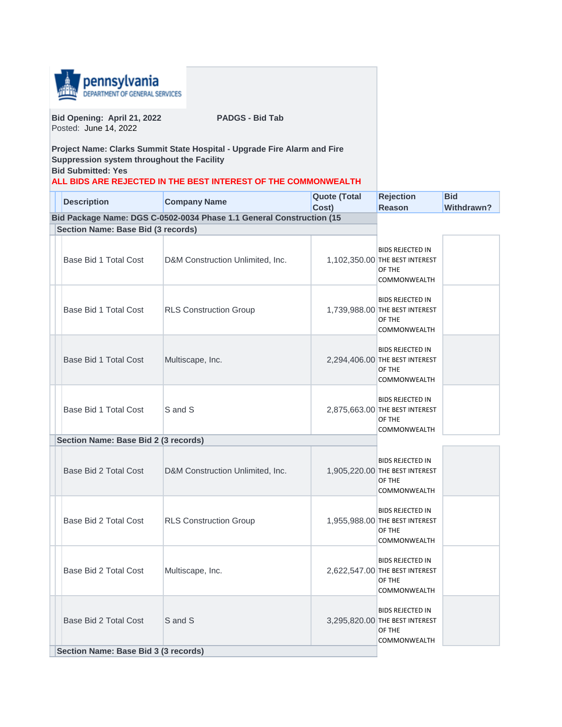pennsylvania
DEPARTMENT OF GENERAL SERVICES

**Bid Opening: April 21, 2022** **PADGS - Bid Tab**
Posted: June 14, 2022

**Project Name: Clarks Summit State Hospital - Upgrade Fire Alarm and Fire Suppression system throughout the Facility**
**Bid Submitted: Yes**
**ALL BIDS ARE REJECTED IN THE BEST INTEREST OF THE COMMONWEALTH**

| Description | Company Name | Quote (Total Cost) | Rejection Reason | Bid Withdrawn? |
|---|---|---|---|---|
| **Bid Package Name: DGS C-0502-0034 Phase 1.1 General Construction (15** | | | | |
| **Section Name: Base Bid (3 records)** | | | | |
| Base Bid 1 Total Cost | D&M Construction Unlimited, Inc. | 1,102,350.00 | BIDS REJECTED IN THE BEST INTEREST OF THE COMMONWEALTH | |
| Base Bid 1 Total Cost | RLS Construction Group | 1,739,988.00 | BIDS REJECTED IN THE BEST INTEREST OF THE COMMONWEALTH | |
| Base Bid 1 Total Cost | Multiscape, Inc. | 2,294,406.00 | BIDS REJECTED IN THE BEST INTEREST OF THE COMMONWEALTH | |
| Base Bid 1 Total Cost | S and S | 2,875,663.00 | BIDS REJECTED IN THE BEST INTEREST OF THE COMMONWEALTH | |
| **Section Name: Base Bid 2 (3 records)** | | | | |
| Base Bid 2 Total Cost | D&M Construction Unlimited, Inc. | 1,905,220.00 | BIDS REJECTED IN THE BEST INTEREST OF THE COMMONWEALTH | |
| Base Bid 2 Total Cost | RLS Construction Group | 1,955,988.00 | BIDS REJECTED IN THE BEST INTEREST OF THE COMMONWEALTH | |
| Base Bid 2 Total Cost | Multiscape, Inc. | 2,622,547.00 | BIDS REJECTED IN THE BEST INTEREST OF THE COMMONWEALTH | |
| Base Bid 2 Total Cost | S and S | 3,295,820.00 | BIDS REJECTED IN THE BEST INTEREST OF THE COMMONWEALTH | |
| **Section Name: Base Bid 3 (3 records)** | | | | |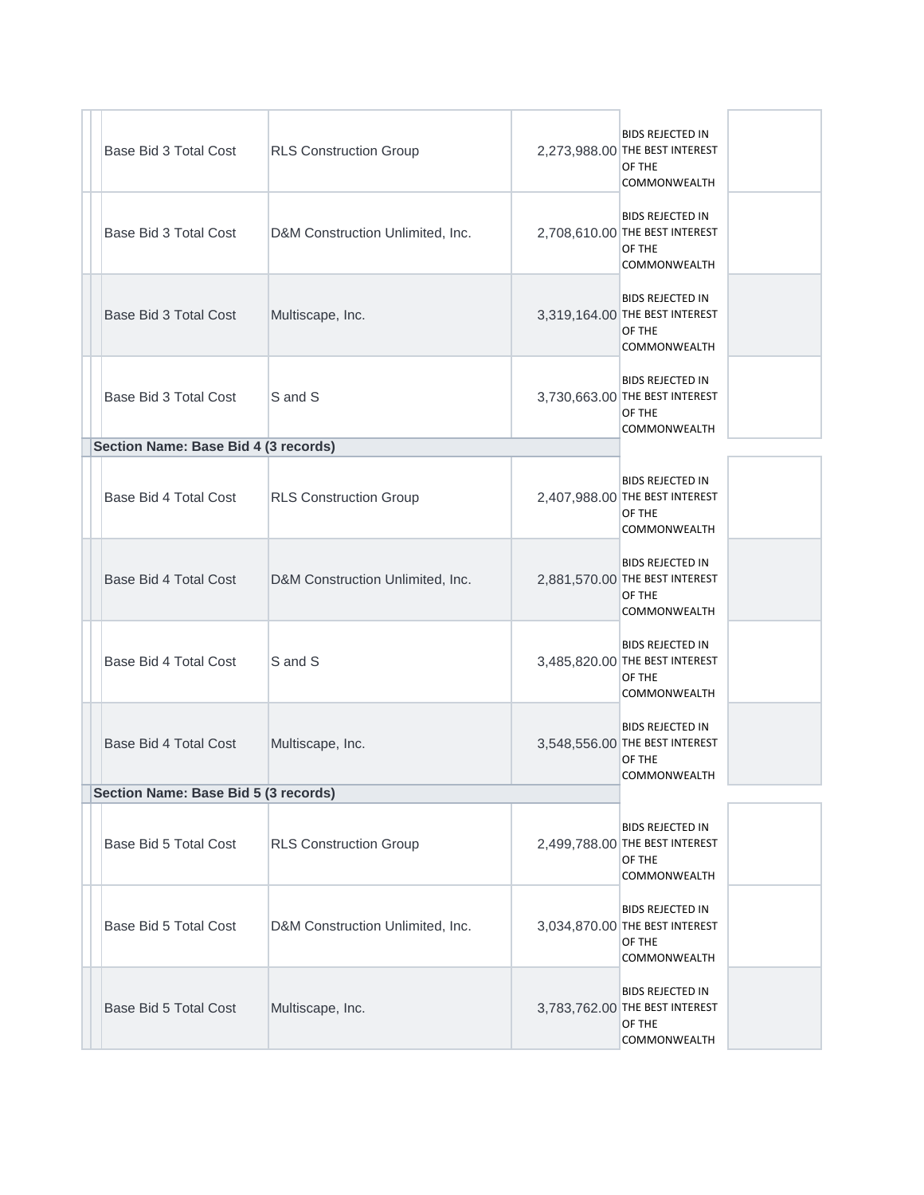| | Item | Bidder | Amount | Status | |
|---|---|---|---|---|---|
| | Base Bid 3 Total Cost | RLS Construction Group | 2,273,988.00 | BIDS REJECTED IN THE BEST INTEREST OF THE COMMONWEALTH | |
| | Base Bid 3 Total Cost | D&M Construction Unlimited, Inc. | 2,708,610.00 | BIDS REJECTED IN THE BEST INTEREST OF THE COMMONWEALTH | |
| | Base Bid 3 Total Cost | Multiscape, Inc. | 3,319,164.00 | BIDS REJECTED IN THE BEST INTEREST OF THE COMMONWEALTH | |
| | Base Bid 3 Total Cost | S and S | 3,730,663.00 | BIDS REJECTED IN THE BEST INTEREST OF THE COMMONWEALTH | |
| **Section Name: Base Bid 4 (3 records)** | | | | | |
| | Base Bid 4 Total Cost | RLS Construction Group | 2,407,988.00 | BIDS REJECTED IN THE BEST INTEREST OF THE COMMONWEALTH | |
| | Base Bid 4 Total Cost | D&M Construction Unlimited, Inc. | 2,881,570.00 | BIDS REJECTED IN THE BEST INTEREST OF THE COMMONWEALTH | |
| | Base Bid 4 Total Cost | S and S | 3,485,820.00 | BIDS REJECTED IN THE BEST INTEREST OF THE COMMONWEALTH | |
| | Base Bid 4 Total Cost | Multiscape, Inc. | 3,548,556.00 | BIDS REJECTED IN THE BEST INTEREST OF THE COMMONWEALTH | |
| **Section Name: Base Bid 5 (3 records)** | | | | | |
| | Base Bid 5 Total Cost | RLS Construction Group | 2,499,788.00 | BIDS REJECTED IN THE BEST INTEREST OF THE COMMONWEALTH | |
| | Base Bid 5 Total Cost | D&M Construction Unlimited, Inc. | 3,034,870.00 | BIDS REJECTED IN THE BEST INTEREST OF THE COMMONWEALTH | |
| | Base Bid 5 Total Cost | Multiscape, Inc. | 3,783,762.00 | BIDS REJECTED IN THE BEST INTEREST OF THE COMMONWEALTH | |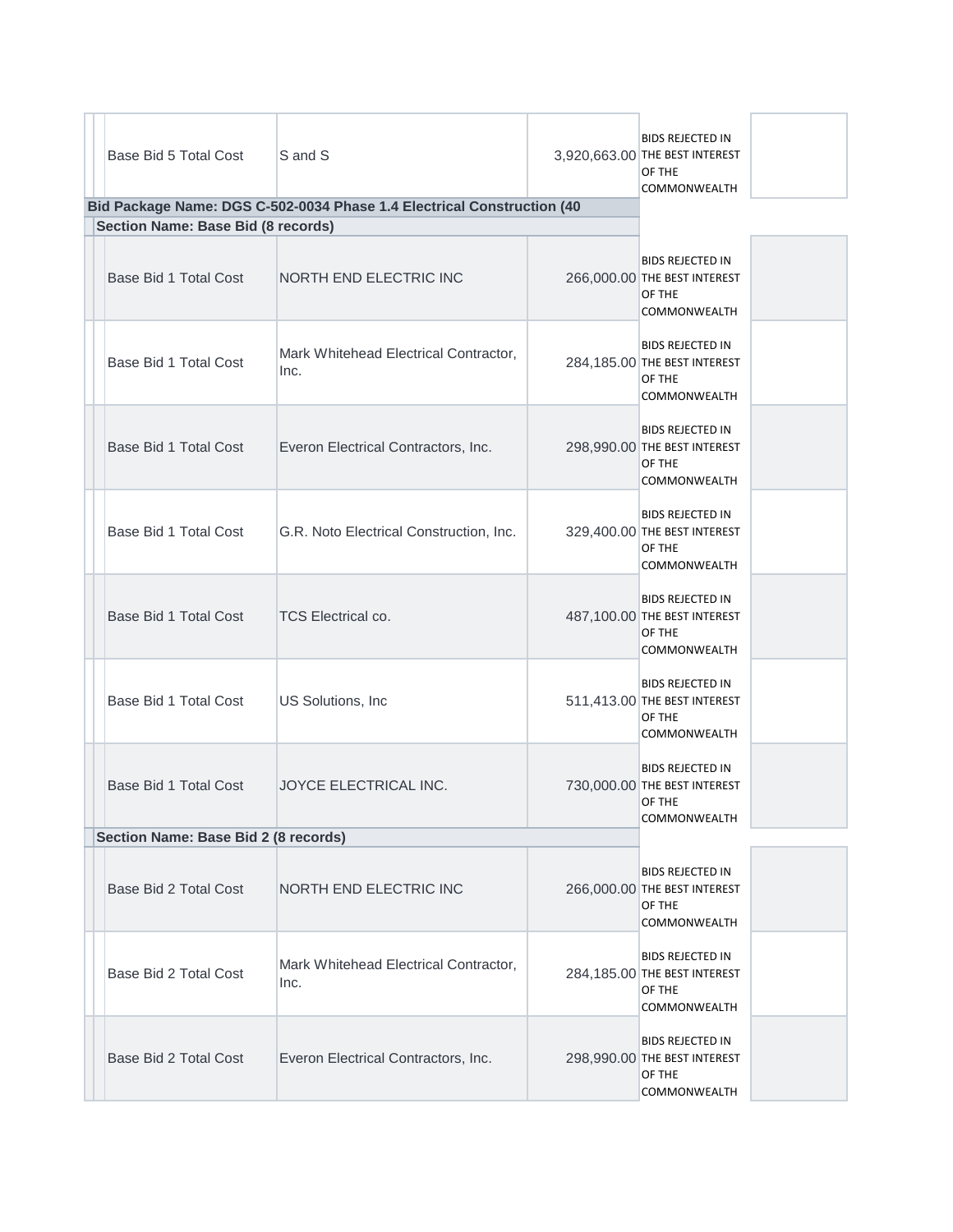| | | | | |
|---|---|---|---|---|
| Base Bid 5 Total Cost | S and S | 3,920,663.00 | BIDS REJECTED IN THE BEST INTEREST OF THE COMMONWEALTH | |

**Bid Package Name: DGS C-502-0034 Phase 1.4 Electrical Construction (40**

**Section Name: Base Bid (8 records)**

| | | | | |
|---|---|---|---|---|
| Base Bid 1 Total Cost | NORTH END ELECTRIC INC | 266,000.00 | BIDS REJECTED IN THE BEST INTEREST OF THE COMMONWEALTH | |
| Base Bid 1 Total Cost | Mark Whitehead Electrical Contractor, Inc. | 284,185.00 | BIDS REJECTED IN THE BEST INTEREST OF THE COMMONWEALTH | |
| Base Bid 1 Total Cost | Everon Electrical Contractors, Inc. | 298,990.00 | BIDS REJECTED IN THE BEST INTEREST OF THE COMMONWEALTH | |
| Base Bid 1 Total Cost | G.R. Noto Electrical Construction, Inc. | 329,400.00 | BIDS REJECTED IN THE BEST INTEREST OF THE COMMONWEALTH | |
| Base Bid 1 Total Cost | TCS Electrical co. | 487,100.00 | BIDS REJECTED IN THE BEST INTEREST OF THE COMMONWEALTH | |
| Base Bid 1 Total Cost | US Solutions, Inc | 511,413.00 | BIDS REJECTED IN THE BEST INTEREST OF THE COMMONWEALTH | |
| Base Bid 1 Total Cost | JOYCE ELECTRICAL INC. | 730,000.00 | BIDS REJECTED IN THE BEST INTEREST OF THE COMMONWEALTH | |

**Section Name: Base Bid 2 (8 records)**

| | | | | |
|---|---|---|---|---|
| Base Bid 2 Total Cost | NORTH END ELECTRIC INC | 266,000.00 | BIDS REJECTED IN THE BEST INTEREST OF THE COMMONWEALTH | |
| Base Bid 2 Total Cost | Mark Whitehead Electrical Contractor, Inc. | 284,185.00 | BIDS REJECTED IN THE BEST INTEREST OF THE COMMONWEALTH | |
| Base Bid 2 Total Cost | Everon Electrical Contractors, Inc. | 298,990.00 | BIDS REJECTED IN THE BEST INTEREST OF THE COMMONWEALTH | |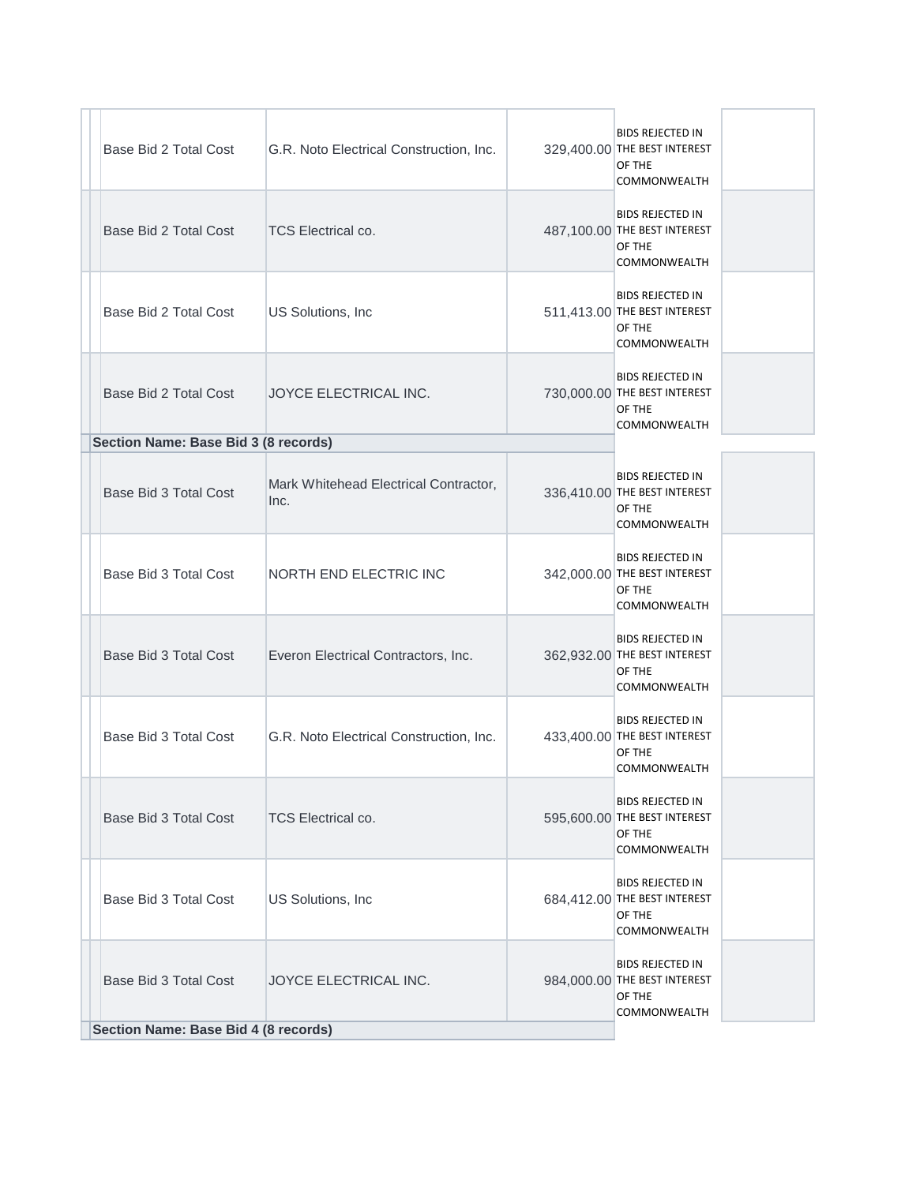| | Item | Bidder | Amount | Status | |
|---|---|---|---|---|---|
| | Base Bid 2 Total Cost | G.R. Noto Electrical Construction, Inc. | 329,400.00 | BIDS REJECTED IN THE BEST INTEREST OF THE COMMONWEALTH | |
| | Base Bid 2 Total Cost | TCS Electrical co. | 487,100.00 | BIDS REJECTED IN THE BEST INTEREST OF THE COMMONWEALTH | |
| | Base Bid 2 Total Cost | US Solutions, Inc | 511,413.00 | BIDS REJECTED IN THE BEST INTEREST OF THE COMMONWEALTH | |
| | Base Bid 2 Total Cost | JOYCE ELECTRICAL INC. | 730,000.00 | BIDS REJECTED IN THE BEST INTEREST OF THE COMMONWEALTH | |
| **Section Name: Base Bid 3 (8 records)** | | | | | |
| | Base Bid 3 Total Cost | Mark Whitehead Electrical Contractor, Inc. | 336,410.00 | BIDS REJECTED IN THE BEST INTEREST OF THE COMMONWEALTH | |
| | Base Bid 3 Total Cost | NORTH END ELECTRIC INC | 342,000.00 | BIDS REJECTED IN THE BEST INTEREST OF THE COMMONWEALTH | |
| | Base Bid 3 Total Cost | Everon Electrical Contractors, Inc. | 362,932.00 | BIDS REJECTED IN THE BEST INTEREST OF THE COMMONWEALTH | |
| | Base Bid 3 Total Cost | G.R. Noto Electrical Construction, Inc. | 433,400.00 | BIDS REJECTED IN THE BEST INTEREST OF THE COMMONWEALTH | |
| | Base Bid 3 Total Cost | TCS Electrical co. | 595,600.00 | BIDS REJECTED IN THE BEST INTEREST OF THE COMMONWEALTH | |
| | Base Bid 3 Total Cost | US Solutions, Inc | 684,412.00 | BIDS REJECTED IN THE BEST INTEREST OF THE COMMONWEALTH | |
| | Base Bid 3 Total Cost | JOYCE ELECTRICAL INC. | 984,000.00 | BIDS REJECTED IN THE BEST INTEREST OF THE COMMONWEALTH | |
| **Section Name: Base Bid 4 (8 records)** | | | | | |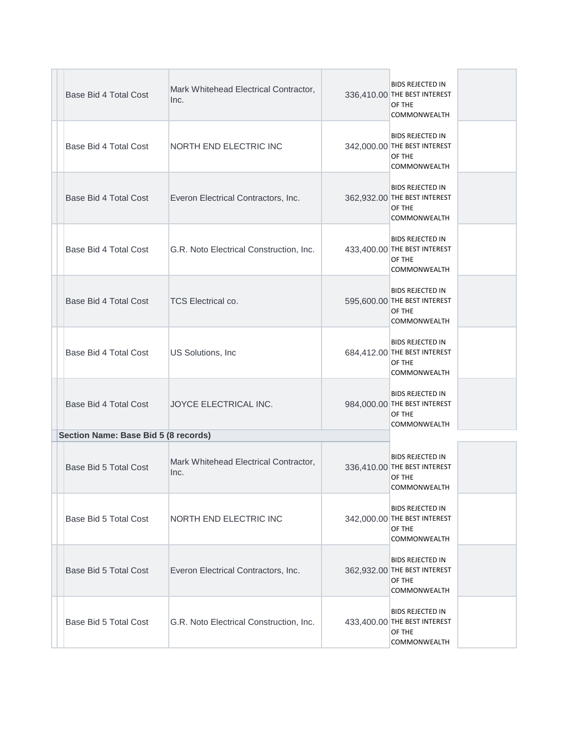| | | | | | |
|---|---|---|---|---|---|
| | Base Bid 4 Total Cost | Mark Whitehead Electrical Contractor, Inc. | 336,410.00 | BIDS REJECTED IN THE BEST INTEREST OF THE COMMONWEALTH | |
| | Base Bid 4 Total Cost | NORTH END ELECTRIC INC | 342,000.00 | BIDS REJECTED IN THE BEST INTEREST OF THE COMMONWEALTH | |
| | Base Bid 4 Total Cost | Everon Electrical Contractors, Inc. | 362,932.00 | BIDS REJECTED IN THE BEST INTEREST OF THE COMMONWEALTH | |
| | Base Bid 4 Total Cost | G.R. Noto Electrical Construction, Inc. | 433,400.00 | BIDS REJECTED IN THE BEST INTEREST OF THE COMMONWEALTH | |
| | Base Bid 4 Total Cost | TCS Electrical co. | 595,600.00 | BIDS REJECTED IN THE BEST INTEREST OF THE COMMONWEALTH | |
| | Base Bid 4 Total Cost | US Solutions, Inc | 684,412.00 | BIDS REJECTED IN THE BEST INTEREST OF THE COMMONWEALTH | |
| | Base Bid 4 Total Cost | JOYCE ELECTRICAL INC. | 984,000.00 | BIDS REJECTED IN THE BEST INTEREST OF THE COMMONWEALTH | |

**Section Name: Base Bid 5 (8 records)**

| | | | | | |
|---|---|---|---|---|---|
| | Base Bid 5 Total Cost | Mark Whitehead Electrical Contractor, Inc. | 336,410.00 | BIDS REJECTED IN THE BEST INTEREST OF THE COMMONWEALTH | |
| | Base Bid 5 Total Cost | NORTH END ELECTRIC INC | 342,000.00 | BIDS REJECTED IN THE BEST INTEREST OF THE COMMONWEALTH | |
| | Base Bid 5 Total Cost | Everon Electrical Contractors, Inc. | 362,932.00 | BIDS REJECTED IN THE BEST INTEREST OF THE COMMONWEALTH | |
| | Base Bid 5 Total Cost | G.R. Noto Electrical Construction, Inc. | 433,400.00 | BIDS REJECTED IN THE BEST INTEREST OF THE COMMONWEALTH | |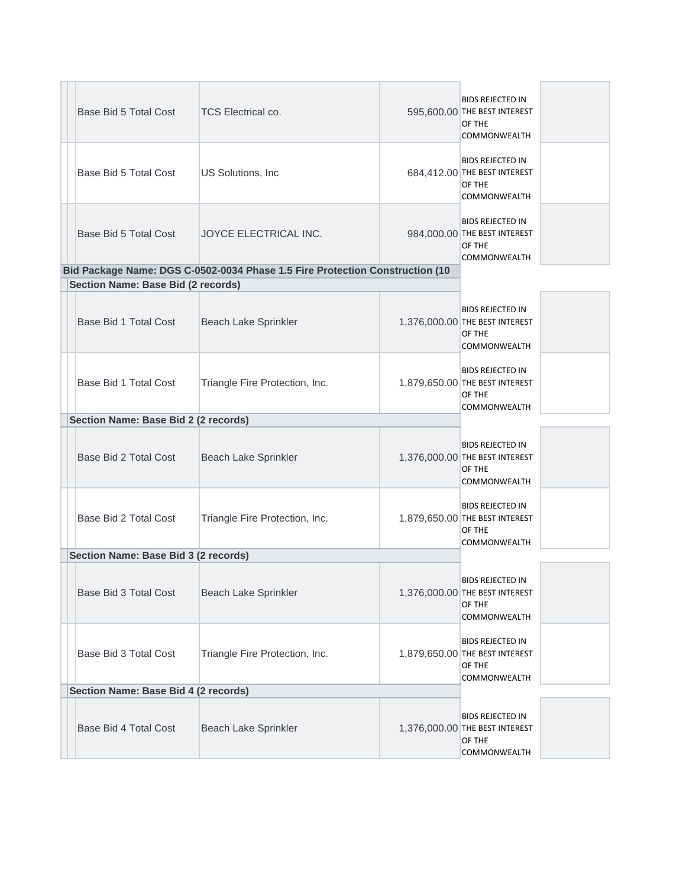| | Item | Bidder | Amount | Status | |
|---|---|---|---|---|---|
| | Base Bid 5 Total Cost | TCS Electrical co. | 595,600.00 | BIDS REJECTED IN THE BEST INTEREST OF THE COMMONWEALTH | |
| | Base Bid 5 Total Cost | US Solutions, Inc | 684,412.00 | BIDS REJECTED IN THE BEST INTEREST OF THE COMMONWEALTH | |
| | Base Bid 5 Total Cost | JOYCE ELECTRICAL INC. | 984,000.00 | BIDS REJECTED IN THE BEST INTEREST OF THE COMMONWEALTH | |

**Bid Package Name: DGS C-0502-0034 Phase 1.5 Fire Protection Construction (10**

**Section Name: Base Bid (2 records)**

| | Item | Bidder | Amount | Status | |
|---|---|---|---|---|---|
| | Base Bid 1 Total Cost | Beach Lake Sprinkler | 1,376,000.00 | BIDS REJECTED IN THE BEST INTEREST OF THE COMMONWEALTH | |
| | Base Bid 1 Total Cost | Triangle Fire Protection, Inc. | 1,879,650.00 | BIDS REJECTED IN THE BEST INTEREST OF THE COMMONWEALTH | |

**Section Name: Base Bid 2 (2 records)**

| | Item | Bidder | Amount | Status | |
|---|---|---|---|---|---|
| | Base Bid 2 Total Cost | Beach Lake Sprinkler | 1,376,000.00 | BIDS REJECTED IN THE BEST INTEREST OF THE COMMONWEALTH | |
| | Base Bid 2 Total Cost | Triangle Fire Protection, Inc. | 1,879,650.00 | BIDS REJECTED IN THE BEST INTEREST OF THE COMMONWEALTH | |

**Section Name: Base Bid 3 (2 records)**

| | Item | Bidder | Amount | Status | |
|---|---|---|---|---|---|
| | Base Bid 3 Total Cost | Beach Lake Sprinkler | 1,376,000.00 | BIDS REJECTED IN THE BEST INTEREST OF THE COMMONWEALTH | |
| | Base Bid 3 Total Cost | Triangle Fire Protection, Inc. | 1,879,650.00 | BIDS REJECTED IN THE BEST INTEREST OF THE COMMONWEALTH | |

**Section Name: Base Bid 4 (2 records)**

| | Item | Bidder | Amount | Status | |
|---|---|---|---|---|---|
| | Base Bid 4 Total Cost | Beach Lake Sprinkler | 1,376,000.00 | BIDS REJECTED IN THE BEST INTEREST OF THE COMMONWEALTH | |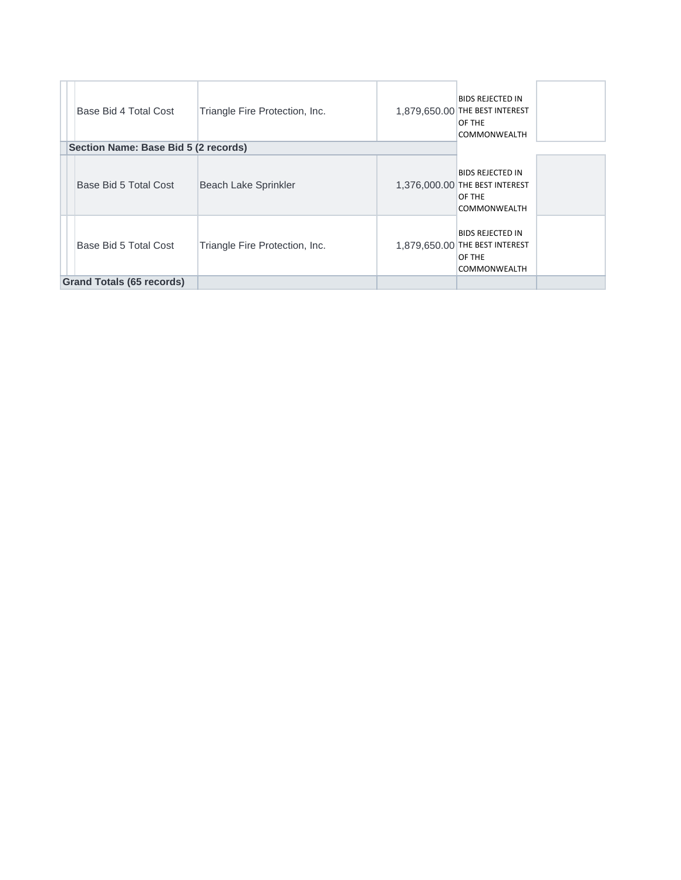| | | | | | |
|---|---|---|---|---|---|
| | Base Bid 4 Total Cost | Triangle Fire Protection, Inc. | 1,879,650.00 | BIDS REJECTED IN THE BEST INTEREST OF THE COMMONWEALTH | |
| Section Name: Base Bid 5 (2 records) | | | | | |
| | Base Bid 5 Total Cost | Beach Lake Sprinkler | 1,376,000.00 | BIDS REJECTED IN THE BEST INTEREST OF THE COMMONWEALTH | |
| | Base Bid 5 Total Cost | Triangle Fire Protection, Inc. | 1,879,650.00 | BIDS REJECTED IN THE BEST INTEREST OF THE COMMONWEALTH | |
| **Grand Totals (65 records)** | | | | | |